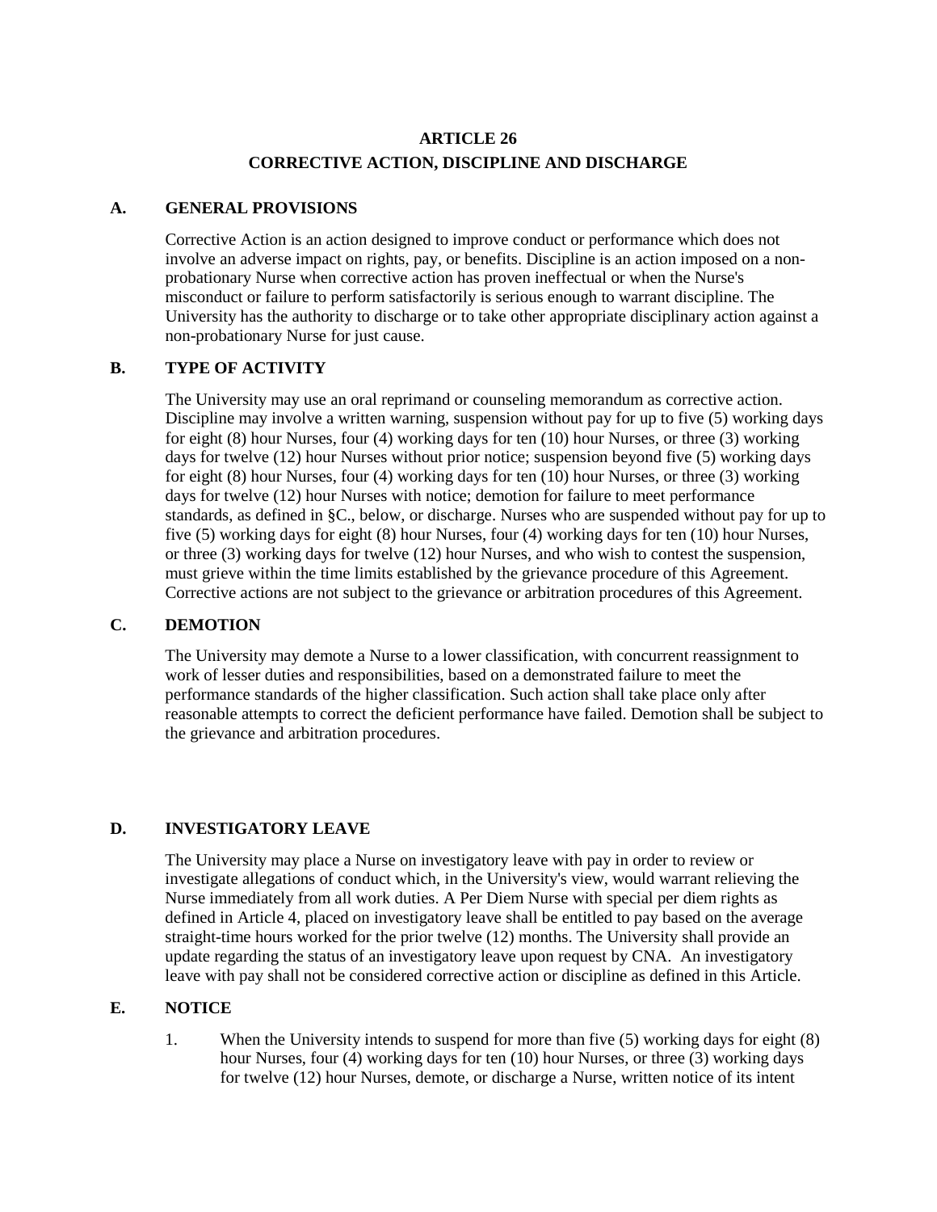# ARTICLE 26
## CORRECTIVE ACTION, DISCIPLINE AND DISCHARGE

### A. GENERAL PROVISIONS

Corrective Action is an action designed to improve conduct or performance which does not involve an adverse impact on rights, pay, or benefits. Discipline is an action imposed on a non-probationary Nurse when corrective action has proven ineffectual or when the Nurse's misconduct or failure to perform satisfactorily is serious enough to warrant discipline. The University has the authority to discharge or to take other appropriate disciplinary action against a non-probationary Nurse for just cause.

### B. TYPE OF ACTIVITY

The University may use an oral reprimand or counseling memorandum as corrective action. Discipline may involve a written warning, suspension without pay for up to five (5) working days for eight (8) hour Nurses, four (4) working days for ten (10) hour Nurses, or three (3) working days for twelve (12) hour Nurses without prior notice; suspension beyond five (5) working days for eight (8) hour Nurses, four (4) working days for ten (10) hour Nurses, or three (3) working days for twelve (12) hour Nurses with notice; demotion for failure to meet performance standards, as defined in §C., below, or discharge. Nurses who are suspended without pay for up to five (5) working days for eight (8) hour Nurses, four (4) working days for ten (10) hour Nurses, or three (3) working days for twelve (12) hour Nurses, and who wish to contest the suspension, must grieve within the time limits established by the grievance procedure of this Agreement. Corrective actions are not subject to the grievance or arbitration procedures of this Agreement.

### C. DEMOTION

The University may demote a Nurse to a lower classification, with concurrent reassignment to work of lesser duties and responsibilities, based on a demonstrated failure to meet the performance standards of the higher classification. Such action shall take place only after reasonable attempts to correct the deficient performance have failed. Demotion shall be subject to the grievance and arbitration procedures.

### D. INVESTIGATORY LEAVE

The University may place a Nurse on investigatory leave with pay in order to review or investigate allegations of conduct which, in the University's view, would warrant relieving the Nurse immediately from all work duties. A Per Diem Nurse with special per diem rights as defined in Article 4, placed on investigatory leave shall be entitled to pay based on the average straight-time hours worked for the prior twelve (12) months. The University shall provide an update regarding the status of an investigatory leave upon request by CNA. An investigatory leave with pay shall not be considered corrective action or discipline as defined in this Article.

### E. NOTICE

1. When the University intends to suspend for more than five (5) working days for eight (8) hour Nurses, four (4) working days for ten (10) hour Nurses, or three (3) working days for twelve (12) hour Nurses, demote, or discharge a Nurse, written notice of its intent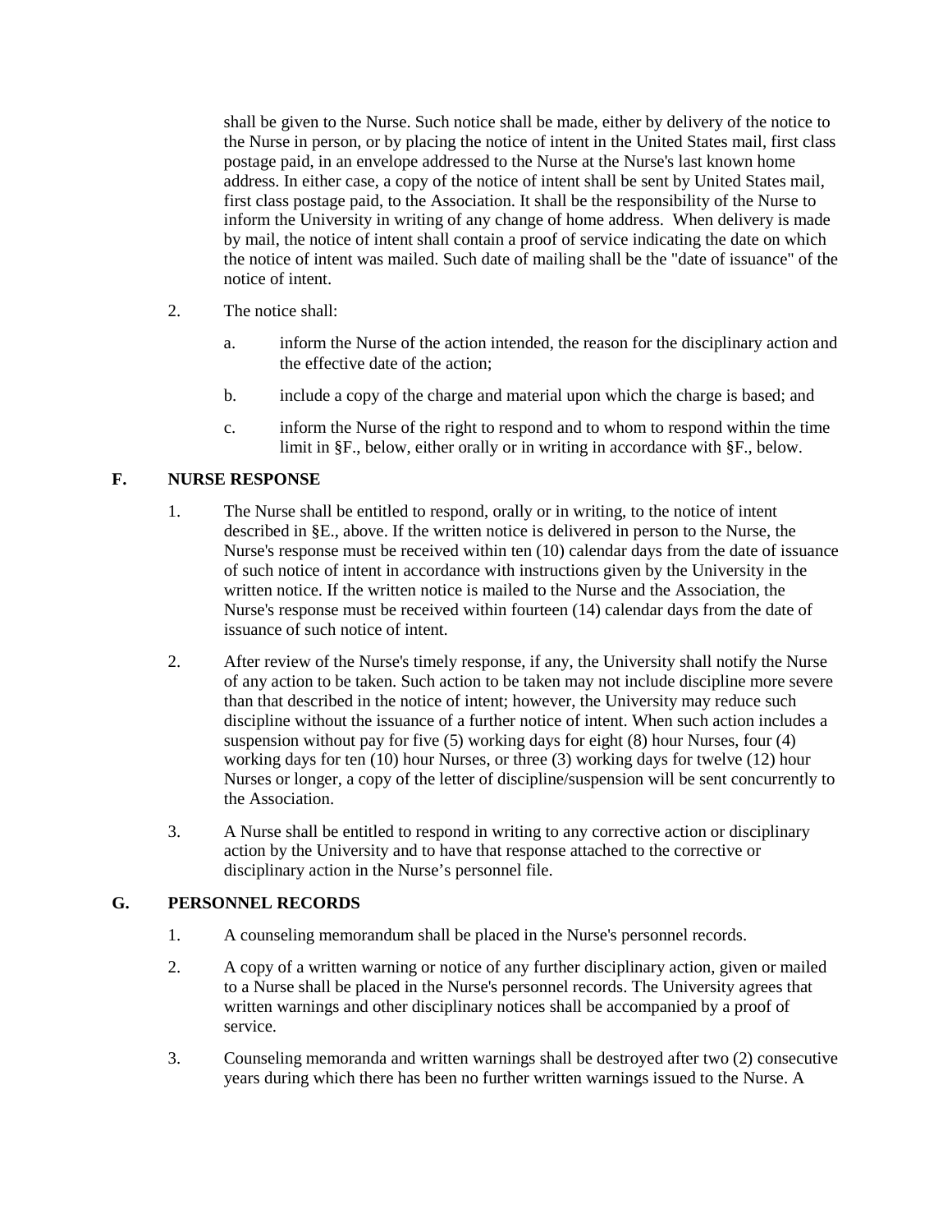shall be given to the Nurse. Such notice shall be made, either by delivery of the notice to the Nurse in person, or by placing the notice of intent in the United States mail, first class postage paid, in an envelope addressed to the Nurse at the Nurse's last known home address. In either case, a copy of the notice of intent shall be sent by United States mail, first class postage paid, to the Association. It shall be the responsibility of the Nurse to inform the University in writing of any change of home address. When delivery is made by mail, the notice of intent shall contain a proof of service indicating the date on which the notice of intent was mailed. Such date of mailing shall be the "date of issuance" of the notice of intent.

2. The notice shall:

   a. inform the Nurse of the action intended, the reason for the disciplinary action and the effective date of the action;

   b. include a copy of the charge and material upon which the charge is based; and

   c. inform the Nurse of the right to respond and to whom to respond within the time limit in §F., below, either orally or in writing in accordance with §F., below.

## F. NURSE RESPONSE

1. The Nurse shall be entitled to respond, orally or in writing, to the notice of intent described in §E., above. If the written notice is delivered in person to the Nurse, the Nurse's response must be received within ten (10) calendar days from the date of issuance of such notice of intent in accordance with instructions given by the University in the written notice. If the written notice is mailed to the Nurse and the Association, the Nurse's response must be received within fourteen (14) calendar days from the date of issuance of such notice of intent.

2. After review of the Nurse's timely response, if any, the University shall notify the Nurse of any action to be taken. Such action to be taken may not include discipline more severe than that described in the notice of intent; however, the University may reduce such discipline without the issuance of a further notice of intent. When such action includes a suspension without pay for five (5) working days for eight (8) hour Nurses, four (4) working days for ten (10) hour Nurses, or three (3) working days for twelve (12) hour Nurses or longer, a copy of the letter of discipline/suspension will be sent concurrently to the Association.

3. A Nurse shall be entitled to respond in writing to any corrective action or disciplinary action by the University and to have that response attached to the corrective or disciplinary action in the Nurse's personnel file.

## G. PERSONNEL RECORDS

1. A counseling memorandum shall be placed in the Nurse's personnel records.

2. A copy of a written warning or notice of any further disciplinary action, given or mailed to a Nurse shall be placed in the Nurse's personnel records. The University agrees that written warnings and other disciplinary notices shall be accompanied by a proof of service.

3. Counseling memoranda and written warnings shall be destroyed after two (2) consecutive years during which there has been no further written warnings issued to the Nurse. A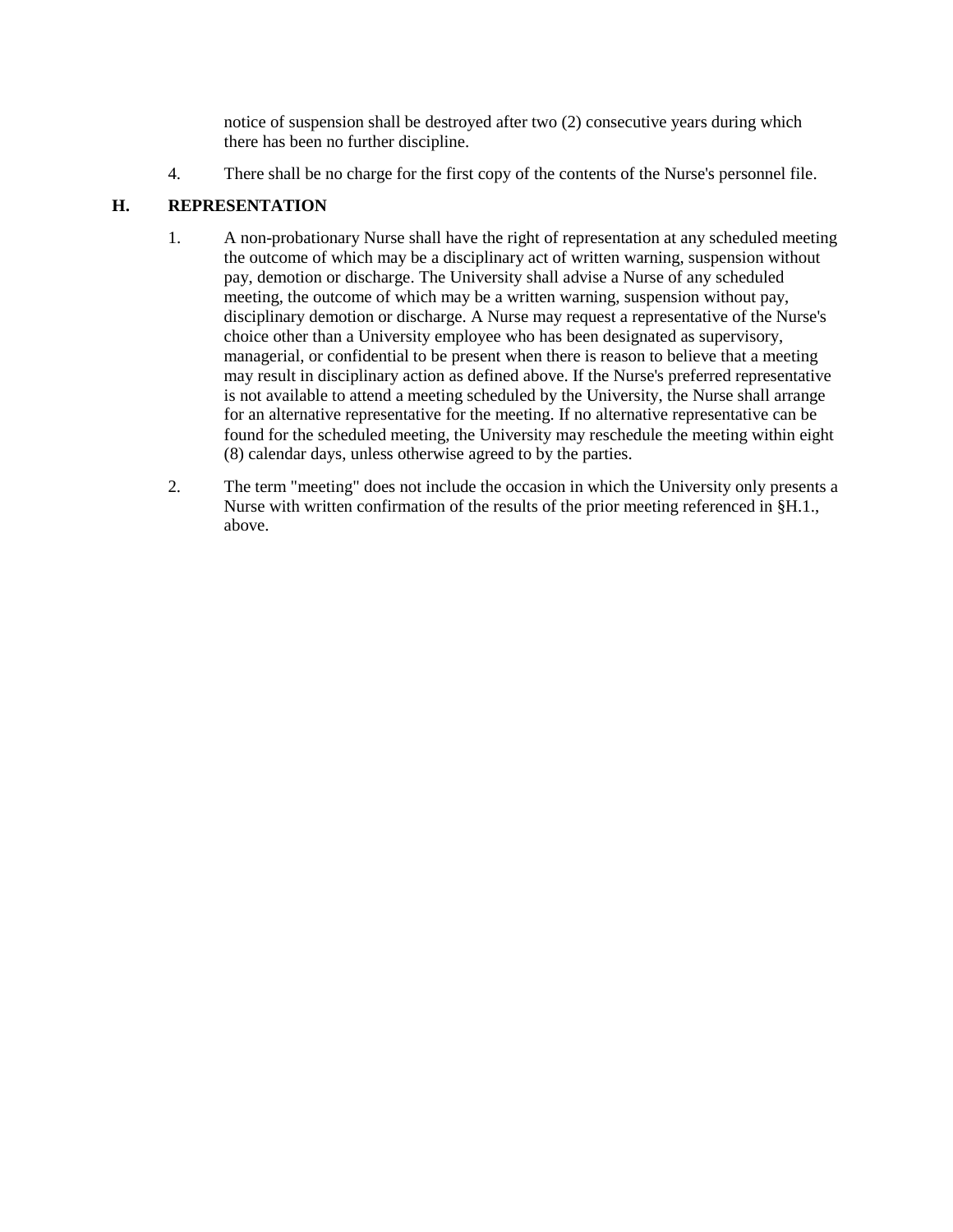notice of suspension shall be destroyed after two (2) consecutive years during which there has been no further discipline.

4. There shall be no charge for the first copy of the contents of the Nurse's personnel file.

## H. REPRESENTATION

1. A non-probationary Nurse shall have the right of representation at any scheduled meeting the outcome of which may be a disciplinary act of written warning, suspension without pay, demotion or discharge. The University shall advise a Nurse of any scheduled meeting, the outcome of which may be a written warning, suspension without pay, disciplinary demotion or discharge. A Nurse may request a representative of the Nurse's choice other than a University employee who has been designated as supervisory, managerial, or confidential to be present when there is reason to believe that a meeting may result in disciplinary action as defined above. If the Nurse's preferred representative is not available to attend a meeting scheduled by the University, the Nurse shall arrange for an alternative representative for the meeting. If no alternative representative can be found for the scheduled meeting, the University may reschedule the meeting within eight (8) calendar days, unless otherwise agreed to by the parties.

2. The term "meeting" does not include the occasion in which the University only presents a Nurse with written confirmation of the results of the prior meeting referenced in §H.1., above.